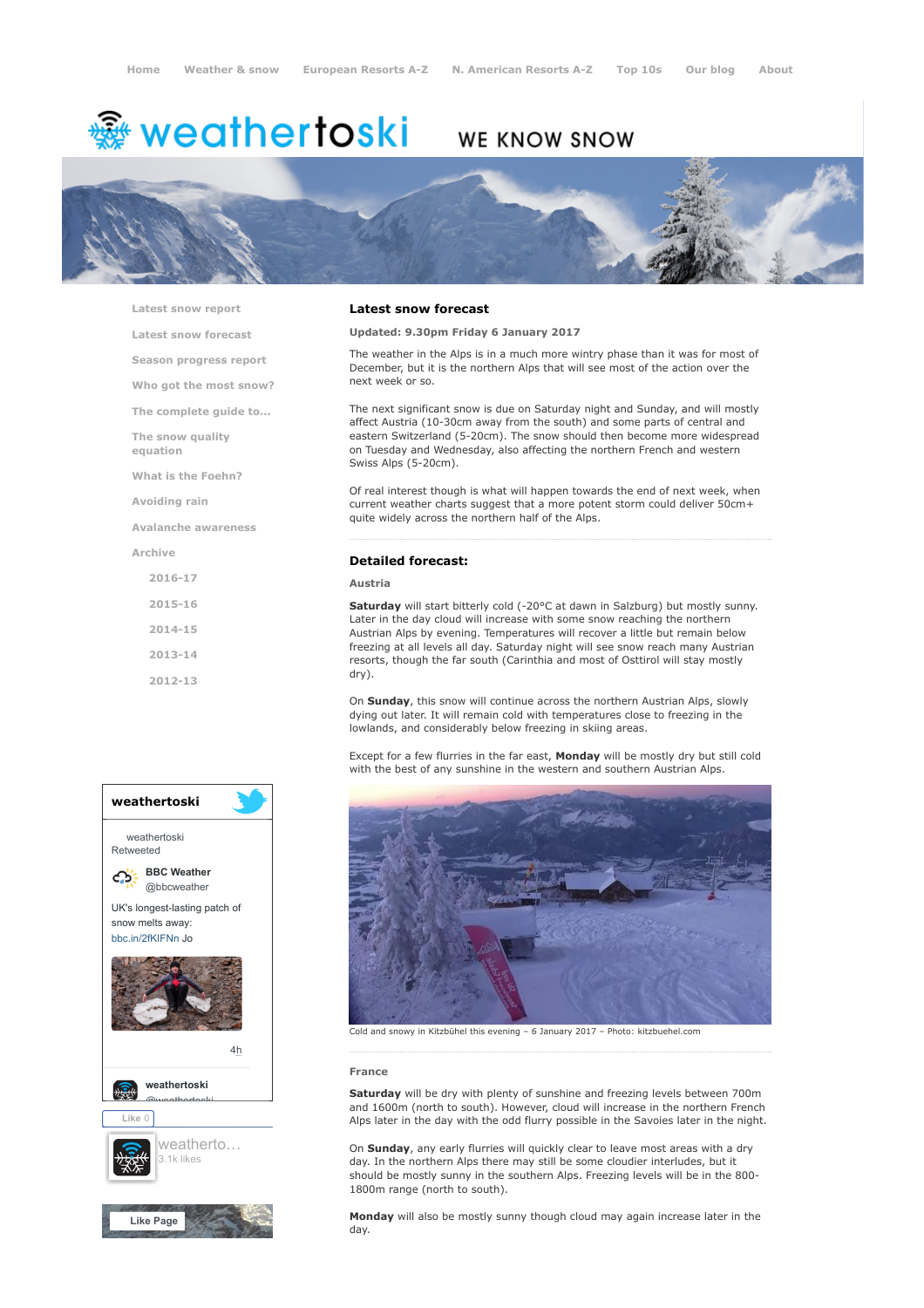Home | Weather & snow | European Resorts A-Z | N. American Resorts A-Z | Top 10s | Our blog | About

weathertoski WE KNOW SNOW

- Latest snow report
- Latest snow forecast
- Season progress report
- Who got the most snow?
- The complete guide to...
- The snow quality equation
- What is the Foehn?
- Avoiding rain
- Avalanche awareness
- Archive
  - 2016-17
  - 2015-16
  - 2014-15
  - 2013-14
  - 2012-13

## Latest snow forecast

**Updated: 9.30pm Friday 6 January 2017**

The weather in the Alps is in a much more wintry phase than it was for most of December, but it is the northern Alps that will see most of the action over the next week or so.

The next significant snow is due on Saturday night and Sunday, and will mostly affect Austria (10-30cm away from the south) and some parts of central and eastern Switzerland (5-20cm). The snow should then become more widespread on Tuesday and Wednesday, also affecting the northern French and western Swiss Alps (5-20cm).

Of real interest though is what will happen towards the end of next week, when current weather charts suggest that a more potent storm could deliver 50cm+ quite widely across the northern half of the Alps.

## Detailed forecast:

### Austria

**Saturday** will start bitterly cold (-20°C at dawn in Salzburg) but mostly sunny. Later in the day cloud will increase with some snow reaching the northern Austrian Alps by evening. Temperatures will recover a little but remain below freezing at all levels all day. Saturday night will see snow reach many Austrian resorts, though the far south (Carinthia and most of Osttirol will stay mostly dry).

On **Sunday**, this snow will continue across the northern Austrian Alps, slowly dying out later. It will remain cold with temperatures close to freezing in the lowlands, and considerably below freezing in skiing areas.

Except for a few flurries in the far east, **Monday** will be mostly dry but still cold with the best of any sunshine in the western and southern Austrian Alps.

Cold and snowy in Kitzbühel this evening – 6 January 2017 – Photo: kitzbuehel.com

### France

**Saturday** will be dry with plenty of sunshine and freezing levels between 700m and 1600m (north to south). However, cloud will increase in the northern French Alps later in the day with the odd flurry possible in the Savoies later in the night.

On **Sunday**, any early flurries will quickly clear to leave most areas with a dry day. In the northern Alps there may still be some cloudier interludes, but it should be mostly sunny in the southern Alps. Freezing levels will be in the 800-1800m range (north to south).

**Monday** will also be mostly sunny though cloud may again increase later in the day.

weathertoski

weathertoski Retweeted

BBC Weather @bbcweather

UK's longest-lasting patch of snow melts away: bbc.in/2fKIFNn Jo

4h

weathertoski @weathertoski

Like 0

weatherto... 3.1k likes

Like Page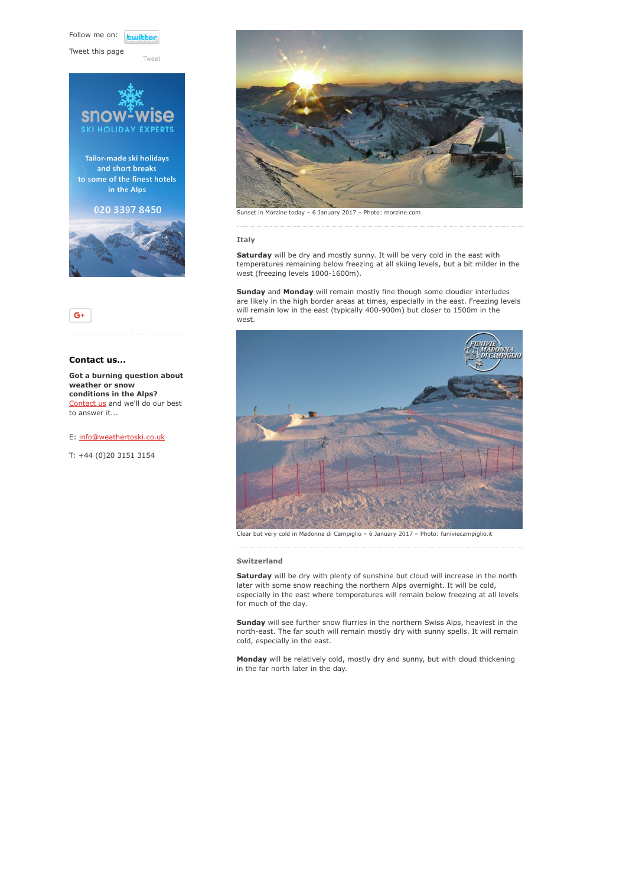Follow me on: twitter

Tweet this page

Tweet

snow-wise
SKI HOLIDAY EXPERTS

Tailor-made ski holidays and short breaks to some of the finest hotels in the Alps

020 3397 8450

### Contact us...

**Got a burning question about weather or snow conditions in the Alps?** Contact us and we'll do our best to answer it...

E: info@weathertoski.co.uk

T: +44 (0)20 3151 3154

Sunset in Morzine today – 6 January 2017 – Photo: morzine.com

## Italy

**Saturday** will be dry and mostly sunny. It will be very cold in the east with temperatures remaining below freezing at all skiing levels, but a bit milder in the west (freezing levels 1000-1600m).

**Sunday** and **Monday** will remain mostly fine though some cloudier interludes are likely in the high border areas at times, especially in the east. Freezing levels will remain low in the east (typically 400-900m) but closer to 1500m in the west.

Clear but very cold in Madonna di Campiglio – 6 January 2017 – Photo: funiviecampiglio.it

## Switzerland

**Saturday** will be dry with plenty of sunshine but cloud will increase in the north later with some snow reaching the northern Alps overnight. It will be cold, especially in the east where temperatures will remain below freezing at all levels for much of the day.

**Sunday** will see further snow flurries in the northern Swiss Alps, heaviest in the north-east. The far south will remain mostly dry with sunny spells. It will remain cold, especially in the east.

**Monday** will be relatively cold, mostly dry and sunny, but with cloud thickening in the far north later in the day.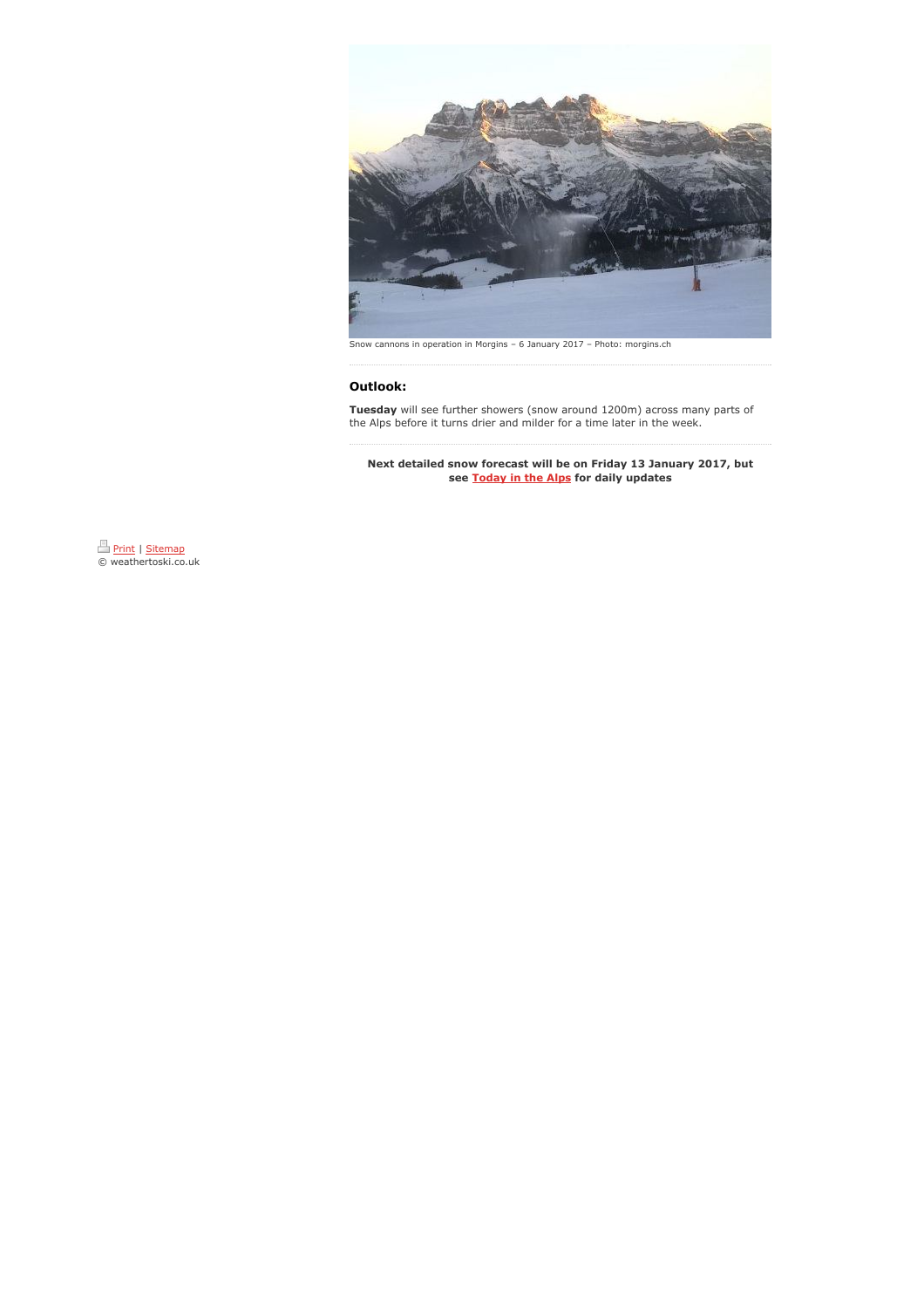Snow cannons in operation in Morgins – 6 January 2017 – Photo: morgins.ch

### Outlook:

**Tuesday** will see further showers (snow around 1200m) across many parts of the Alps before it turns drier and milder for a time later in the week.

**Next detailed snow forecast will be on Friday 13 January 2017, but see Today in the Alps for daily updates**

Print | Sitemap
© weathertoski.co.uk